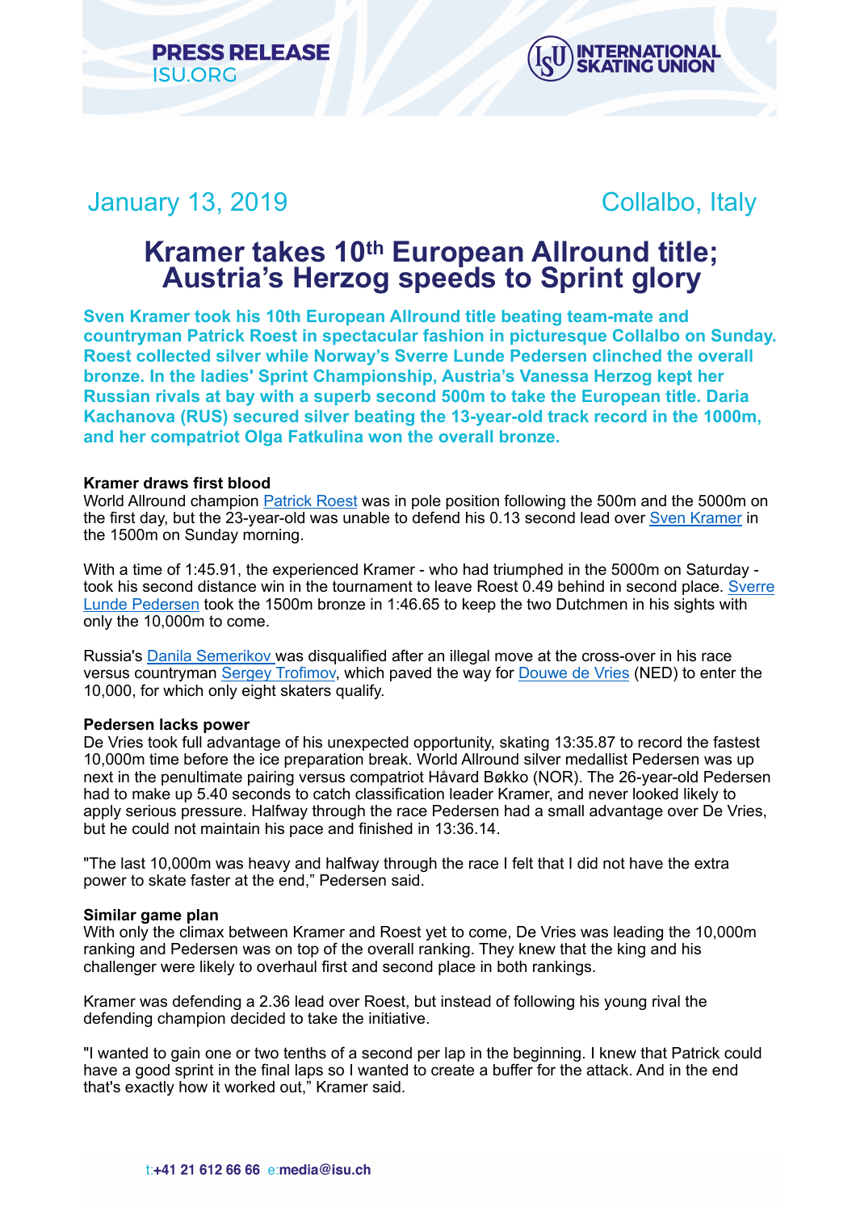PRESS RELEASE
ISU.ORG

January 13, 2019 Collalbo, Italy

# Kramer takes 10th European Allround title; Austria's Herzog speeds to Sprint glory

**Sven Kramer took his 10th European Allround title beating team-mate and countryman Patrick Roest in spectacular fashion in picturesque Collalbo on Sunday. Roest collected silver while Norway's Sverre Lunde Pedersen clinched the overall bronze. In the ladies' Sprint Championship, Austria's Vanessa Herzog kept her Russian rivals at bay with a superb second 500m to take the European title. Daria Kachanova (RUS) secured silver beating the 13-year-old track record in the 1000m, and her compatriot Olga Fatkulina won the overall bronze.**

**Kramer draws first blood**

World Allround champion Patrick Roest was in pole position following the 500m and the 5000m on the first day, but the 23-year-old was unable to defend his 0.13 second lead over Sven Kramer in the 1500m on Sunday morning.

With a time of 1:45.91, the experienced Kramer - who had triumphed in the 5000m on Saturday - took his second distance win in the tournament to leave Roest 0.49 behind in second place. Sverre Lunde Pedersen took the 1500m bronze in 1:46.65 to keep the two Dutchmen in his sights with only the 10,000m to come.

Russia's Danila Semerikov was disqualified after an illegal move at the cross-over in his race versus countryman Sergey Trofimov, which paved the way for Douwe de Vries (NED) to enter the 10,000, for which only eight skaters qualify.

**Pedersen lacks power**

De Vries took full advantage of his unexpected opportunity, skating 13:35.87 to record the fastest 10,000m time before the ice preparation break. World Allround silver medallist Pedersen was up next in the penultimate pairing versus compatriot Håvard Bøkko (NOR). The 26-year-old Pedersen had to make up 5.40 seconds to catch classification leader Kramer, and never looked likely to apply serious pressure. Halfway through the race Pedersen had a small advantage over De Vries, but he could not maintain his pace and finished in 13:36.14.

"The last 10,000m was heavy and halfway through the race I felt that I did not have the extra power to skate faster at the end," Pedersen said.

**Similar game plan**

With only the climax between Kramer and Roest yet to come, De Vries was leading the 10,000m ranking and Pedersen was on top of the overall ranking. They knew that the king and his challenger were likely to overhaul first and second place in both rankings.

Kramer was defending a 2.36 lead over Roest, but instead of following his young rival the defending champion decided to take the initiative.

"I wanted to gain one or two tenths of a second per lap in the beginning. I knew that Patrick could have a good sprint in the final laps so I wanted to create a buffer for the attack. And in the end that's exactly how it worked out," Kramer said.

t:+41 21 612 66 66 e:media@isu.ch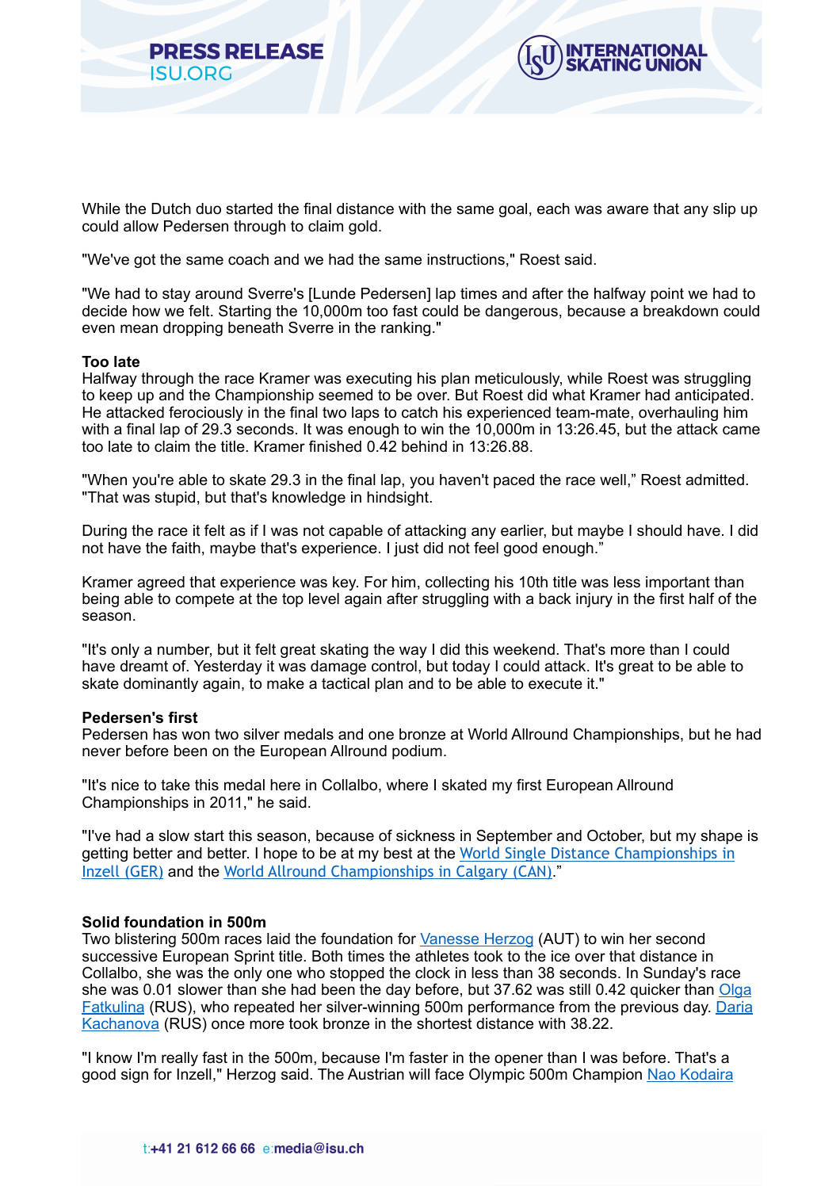While the Dutch duo started the final distance with the same goal, each was aware that any slip up could allow Pedersen through to claim gold.

"We've got the same coach and we had the same instructions," Roest said.

"We had to stay around Sverre's [Lunde Pedersen] lap times and after the halfway point we had to decide how we felt. Starting the 10,000m too fast could be dangerous, because a breakdown could even mean dropping beneath Sverre in the ranking."

**Too late**

Halfway through the race Kramer was executing his plan meticulously, while Roest was struggling to keep up and the Championship seemed to be over. But Roest did what Kramer had anticipated. He attacked ferociously in the final two laps to catch his experienced team-mate, overhauling him with a final lap of 29.3 seconds. It was enough to win the 10,000m in 13:26.45, but the attack came too late to claim the title. Kramer finished 0.42 behind in 13:26.88.

"When you're able to skate 29.3 in the final lap, you haven't paced the race well," Roest admitted. "That was stupid, but that's knowledge in hindsight.

During the race it felt as if I was not capable of attacking any earlier, but maybe I should have. I did not have the faith, maybe that's experience. I just did not feel good enough."

Kramer agreed that experience was key. For him, collecting his 10th title was less important than being able to compete at the top level again after struggling with a back injury in the first half of the season.

"It's only a number, but it felt great skating the way I did this weekend. That's more than I could have dreamt of. Yesterday it was damage control, but today I could attack. It's great to be able to skate dominantly again, to make a tactical plan and to be able to execute it."

**Pedersen's first**

Pedersen has won two silver medals and one bronze at World Allround Championships, but he had never before been on the European Allround podium.

"It's nice to take this medal here in Collalbo, where I skated my first European Allround Championships in 2011," he said.

"I've had a slow start this season, because of sickness in September and October, but my shape is getting better and better. I hope to be at my best at the World Single Distance Championships in Inzell (GER) and the World Allround Championships in Calgary (CAN)."

**Solid foundation in 500m**

Two blistering 500m races laid the foundation for Vanesse Herzog (AUT) to win her second successive European Sprint title. Both times the athletes took to the ice over that distance in Collalbo, she was the only one who stopped the clock in less than 38 seconds. In Sunday's race she was 0.01 slower than she had been the day before, but 37.62 was still 0.42 quicker than Olga Fatkulina (RUS), who repeated her silver-winning 500m performance from the previous day. Daria Kachanova (RUS) once more took bronze in the shortest distance with 38.22.

"I know I'm really fast in the 500m, because I'm faster in the opener than I was before. That's a good sign for Inzell," Herzog said. The Austrian will face Olympic 500m Champion Nao Kodaira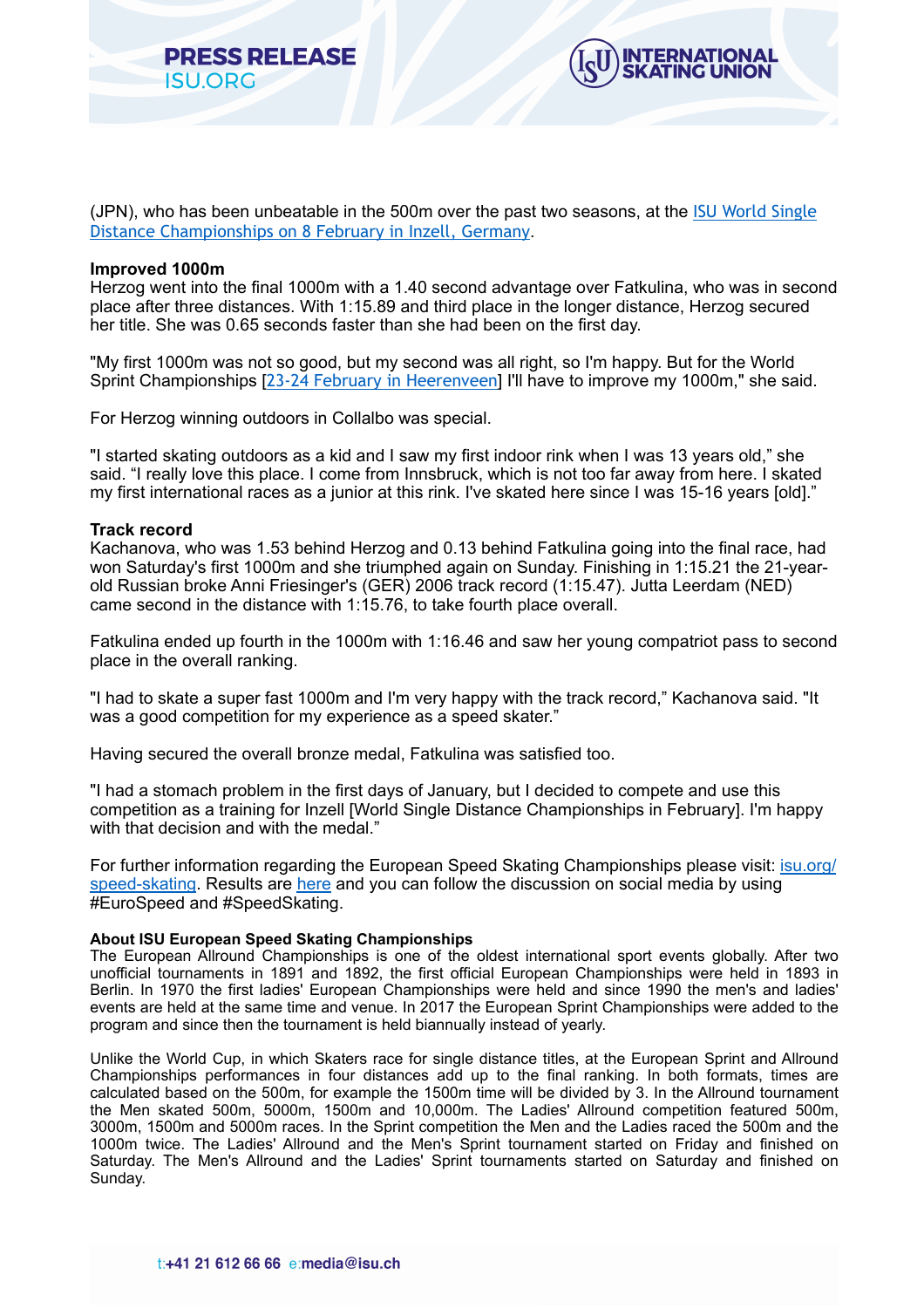(JPN), who has been unbeatable in the 500m over the past two seasons, at the [ISU World Single Distance Championships on 8 February in Inzell, Germany](#).

**Improved 1000m**

Herzog went into the final 1000m with a 1.40 second advantage over Fatkulina, who was in second place after three distances. With 1:15.89 and third place in the longer distance, Herzog secured her title. She was 0.65 seconds faster than she had been on the first day.

"My first 1000m was not so good, but my second was all right, so I'm happy. But for the World Sprint Championships [[23-24 February in Heerenveen](#)] I'll have to improve my 1000m," she said.

For Herzog winning outdoors in Collalbo was special.

"I started skating outdoors as a kid and I saw my first indoor rink when I was 13 years old," she said. "I really love this place. I come from Innsbruck, which is not too far away from here. I skated my first international races as a junior at this rink. I've skated here since I was 15-16 years [old]."

**Track record**

Kachanova, who was 1.53 behind Herzog and 0.13 behind Fatkulina going into the final race, had won Saturday's first 1000m and she triumphed again on Sunday. Finishing in 1:15.21 the 21-year-old Russian broke Anni Friesinger's (GER) 2006 track record (1:15.47). Jutta Leerdam (NED) came second in the distance with 1:15.76, to take fourth place overall.

Fatkulina ended up fourth in the 1000m with 1:16.46 and saw her young compatriot pass to second place in the overall ranking.

"I had to skate a super fast 1000m and I'm very happy with the track record," Kachanova said. "It was a good competition for my experience as a speed skater."

Having secured the overall bronze medal, Fatkulina was satisfied too.

"I had a stomach problem in the first days of January, but I decided to compete and use this competition as a training for Inzell [World Single Distance Championships in February]. I'm happy with that decision and with the medal."

For further information regarding the European Speed Skating Championships please visit: [isu.org/speed-skating](#). Results are [here](#) and you can follow the discussion on social media by using #EuroSpeed and #SpeedSkating.

**About ISU European Speed Skating Championships**

The European Allround Championships is one of the oldest international sport events globally. After two unofficial tournaments in 1891 and 1892, the first official European Championships were held in 1893 in Berlin. In 1970 the first ladies' European Championships were held and since 1990 the men's and ladies' events are held at the same time and venue. In 2017 the European Sprint Championships were added to the program and since then the tournament is held biannually instead of yearly.

Unlike the World Cup, in which Skaters race for single distance titles, at the European Sprint and Allround Championships performances in four distances add up to the final ranking. In both formats, times are calculated based on the 500m, for example the 1500m time will be divided by 3. In the Allround tournament the Men skated 500m, 5000m, 1500m and 10,000m. The Ladies' Allround competition featured 500m, 3000m, 1500m and 5000m races. In the Sprint competition the Men and the Ladies raced the 500m and the 1000m twice. The Ladies' Allround and the Men's Sprint tournament started on Friday and finished on Saturday. The Men's Allround and the Ladies' Sprint tournaments started on Saturday and finished on Sunday.